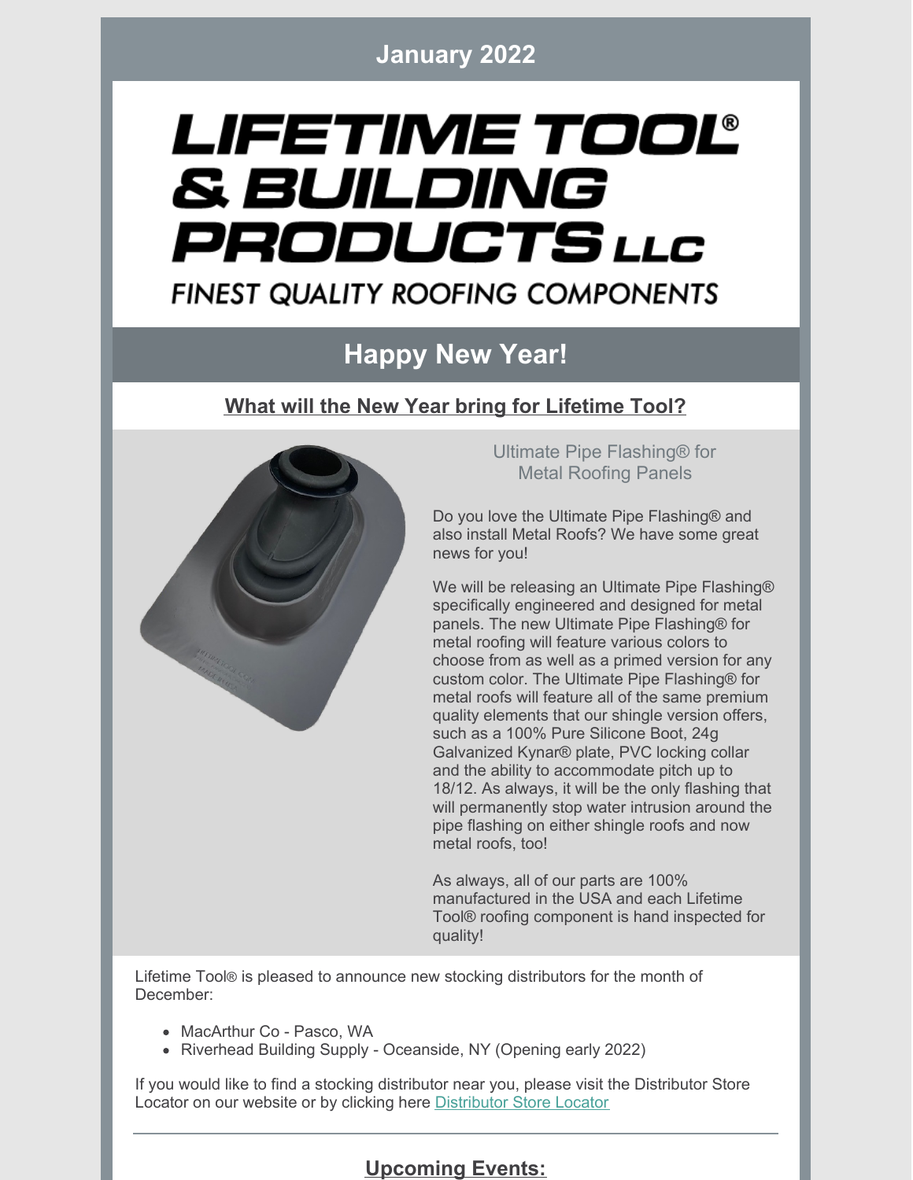January 2022

# LIFETIME TOOL® & BUILDING PRODUCTS LLC

FINEST QUALITY ROOFING COMPONENTS

## Happy New Year!

### What will the New Year bring for Lifetime Tool?

Ultimate Pipe Flashing® for Metal Roofing Panels

Do you love the Ultimate Pipe Flashing® and also install Metal Roofs? We have some great news for you!

We will be releasing an Ultimate Pipe Flashing® specifically engineered and designed for metal panels. The new Ultimate Pipe Flashing® for metal roofing will feature various colors to choose from as well as a primed version for any custom color. The Ultimate Pipe Flashing® for metal roofs will feature all of the same premium quality elements that our shingle version offers, such as a 100% Pure Silicone Boot, 24g Galvanized Kynar® plate, PVC locking collar and the ability to accommodate pitch up to 18/12. As always, it will be the only flashing that will permanently stop water intrusion around the pipe flashing on either shingle roofs and now metal roofs, too!

As always, all of our parts are 100% manufactured in the USA and each Lifetime Tool® roofing component is hand inspected for quality!

Lifetime Tool® is pleased to announce new stocking distributors for the month of December:

- MacArthur Co - Pasco, WA
- Riverhead Building Supply - Oceanside, NY (Opening early 2022)

If you would like to find a stocking distributor near you, please visit the Distributor Store Locator on our website or by clicking here Distributor Store Locator

---

### Upcoming Events: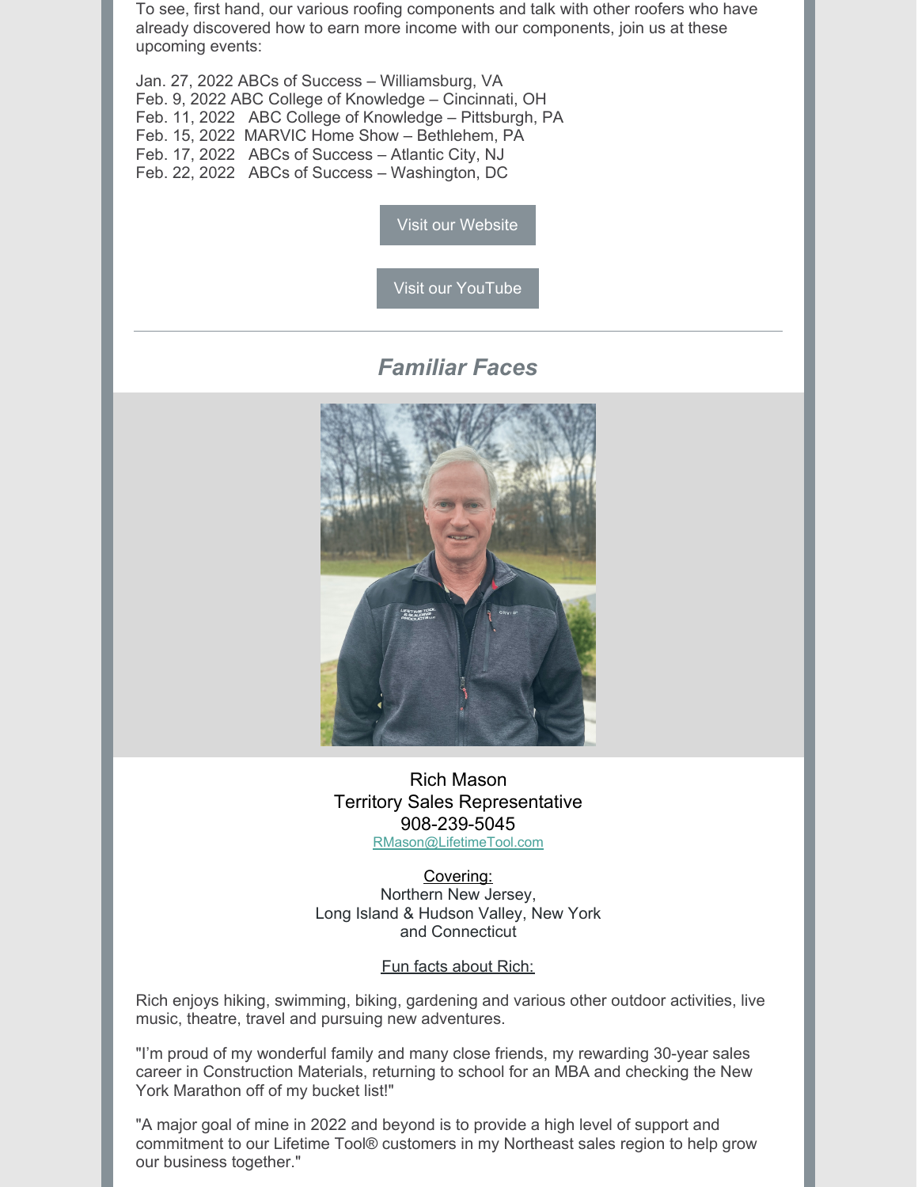To see, first hand, our various roofing components and talk with other roofers who have already discovered how to earn more income with our components, join us at these upcoming events:

Jan. 27, 2022 ABCs of Success – Williamsburg, VA
Feb. 9, 2022 ABC College of Knowledge – Cincinnati, OH
Feb. 11, 2022 ABC College of Knowledge – Pittsburgh, PA
Feb. 15, 2022 MARVIC Home Show – Bethlehem, PA
Feb. 17, 2022 ABCs of Success – Atlantic City, NJ
Feb. 22, 2022 ABCs of Success – Washington, DC

Visit our Website

Visit our YouTube

---

## *Familiar Faces*

Rich Mason
Territory Sales Representative
908-239-5045
RMason@LifetimeTool.com

Covering:
Northern New Jersey,
Long Island & Hudson Valley, New York
and Connecticut

Fun facts about Rich:

Rich enjoys hiking, swimming, biking, gardening and various other outdoor activities, live music, theatre, travel and pursuing new adventures.

"I'm proud of my wonderful family and many close friends, my rewarding 30-year sales career in Construction Materials, returning to school for an MBA and checking the New York Marathon off of my bucket list!"

"A major goal of mine in 2022 and beyond is to provide a high level of support and commitment to our Lifetime Tool® customers in my Northeast sales region to help grow our business together."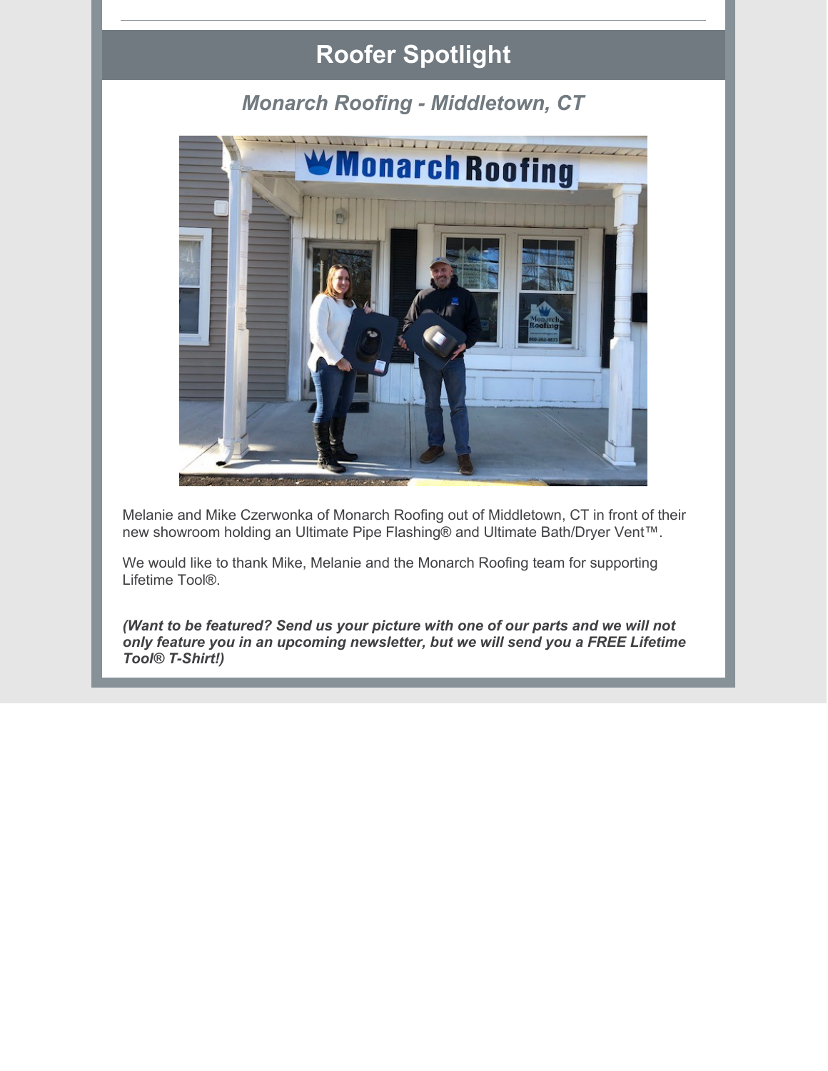## Roofer Spotlight

### *Monarch Roofing - Middletown, CT*

Melanie and Mike Czerwonka of Monarch Roofing out of Middletown, CT in front of their new showroom holding an Ultimate Pipe Flashing® and Ultimate Bath/Dryer Vent™.

We would like to thank Mike, Melanie and the Monarch Roofing team for supporting Lifetime Tool®.

***(Want to be featured? Send us your picture with one of our parts and we will not only feature you in an upcoming newsletter, but we will send you a FREE Lifetime Tool® T-Shirt!)***